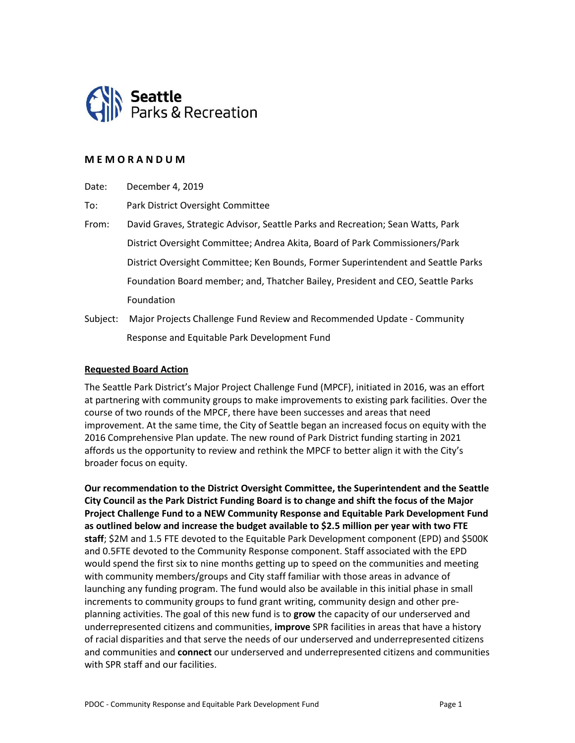Seattle Parks & Recreation

**M E M O R A N D U M**

Date: December 4, 2019

To: Park District Oversight Committee

From: David Graves, Strategic Advisor, Seattle Parks and Recreation; Sean Watts, Park District Oversight Committee; Andrea Akita, Board of Park Commissioners/Park District Oversight Committee; Ken Bounds, Former Superintendent and Seattle Parks Foundation Board member; and, Thatcher Bailey, President and CEO, Seattle Parks Foundation

Subject: Major Projects Challenge Fund Review and Recommended Update - Community Response and Equitable Park Development Fund

**Requested Board Action**

The Seattle Park District's Major Project Challenge Fund (MPCF), initiated in 2016, was an effort at partnering with community groups to make improvements to existing park facilities. Over the course of two rounds of the MPCF, there have been successes and areas that need improvement. At the same time, the City of Seattle began an increased focus on equity with the 2016 Comprehensive Plan update. The new round of Park District funding starting in 2021 affords us the opportunity to review and rethink the MPCF to better align it with the City's broader focus on equity.

**Our recommendation to the District Oversight Committee, the Superintendent and the Seattle City Council as the Park District Funding Board is to change and shift the focus of the Major Project Challenge Fund to a NEW Community Response and Equitable Park Development Fund as outlined below and increase the budget available to $2.5 million per year with two FTE staff**; $2M and 1.5 FTE devoted to the Equitable Park Development component (EPD) and $500K and 0.5FTE devoted to the Community Response component. Staff associated with the EPD would spend the first six to nine months getting up to speed on the communities and meeting with community members/groups and City staff familiar with those areas in advance of launching any funding program. The fund would also be available in this initial phase in small increments to community groups to fund grant writing, community design and other pre-planning activities. The goal of this new fund is to **grow** the capacity of our underserved and underrepresented citizens and communities, **improve** SPR facilities in areas that have a history of racial disparities and that serve the needs of our underserved and underrepresented citizens and communities and **connect** our underserved and underrepresented citizens and communities with SPR staff and our facilities.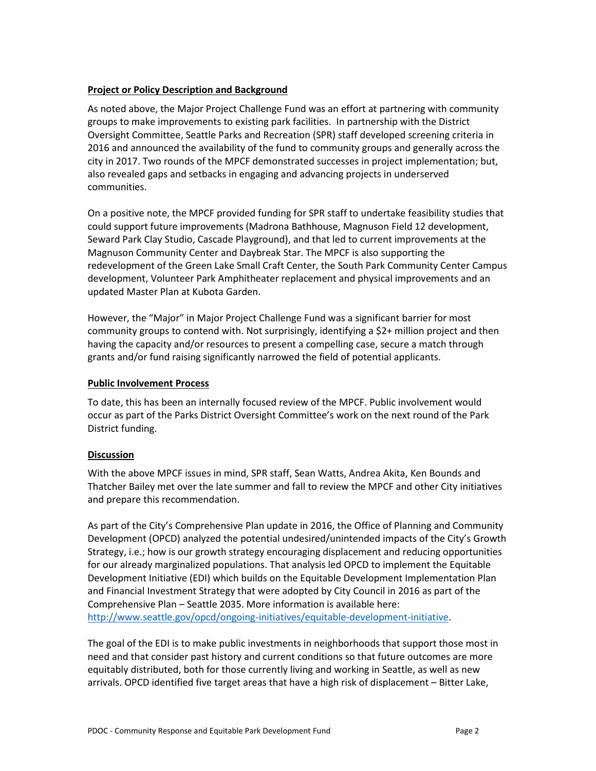**Project or Policy Description and Background**

As noted above, the Major Project Challenge Fund was an effort at partnering with community groups to make improvements to existing park facilities. In partnership with the District Oversight Committee, Seattle Parks and Recreation (SPR) staff developed screening criteria in 2016 and announced the availability of the fund to community groups and generally across the city in 2017. Two rounds of the MPCF demonstrated successes in project implementation; but, also revealed gaps and setbacks in engaging and advancing projects in underserved communities.

On a positive note, the MPCF provided funding for SPR staff to undertake feasibility studies that could support future improvements (Madrona Bathhouse, Magnuson Field 12 development, Seward Park Clay Studio, Cascade Playground), and that led to current improvements at the Magnuson Community Center and Daybreak Star. The MPCF is also supporting the redevelopment of the Green Lake Small Craft Center, the South Park Community Center Campus development, Volunteer Park Amphitheater replacement and physical improvements and an updated Master Plan at Kubota Garden.

However, the "Major" in Major Project Challenge Fund was a significant barrier for most community groups to contend with. Not surprisingly, identifying a $2+ million project and then having the capacity and/or resources to present a compelling case, secure a match through grants and/or fund raising significantly narrowed the field of potential applicants.

**Public Involvement Process**

To date, this has been an internally focused review of the MPCF. Public involvement would occur as part of the Parks District Oversight Committee's work on the next round of the Park District funding.

**Discussion**

With the above MPCF issues in mind, SPR staff, Sean Watts, Andrea Akita, Ken Bounds and Thatcher Bailey met over the late summer and fall to review the MPCF and other City initiatives and prepare this recommendation.

As part of the City's Comprehensive Plan update in 2016, the Office of Planning and Community Development (OPCD) analyzed the potential undesired/unintended impacts of the City's Growth Strategy, i.e.; how is our growth strategy encouraging displacement and reducing opportunities for our already marginalized populations. That analysis led OPCD to implement the Equitable Development Initiative (EDI) which builds on the Equitable Development Implementation Plan and Financial Investment Strategy that were adopted by City Council in 2016 as part of the Comprehensive Plan – Seattle 2035. More information is available here: http://www.seattle.gov/opcd/ongoing-initiatives/equitable-development-initiative.

The goal of the EDI is to make public investments in neighborhoods that support those most in need and that consider past history and current conditions so that future outcomes are more equitably distributed, both for those currently living and working in Seattle, as well as new arrivals. OPCD identified five target areas that have a high risk of displacement – Bitter Lake,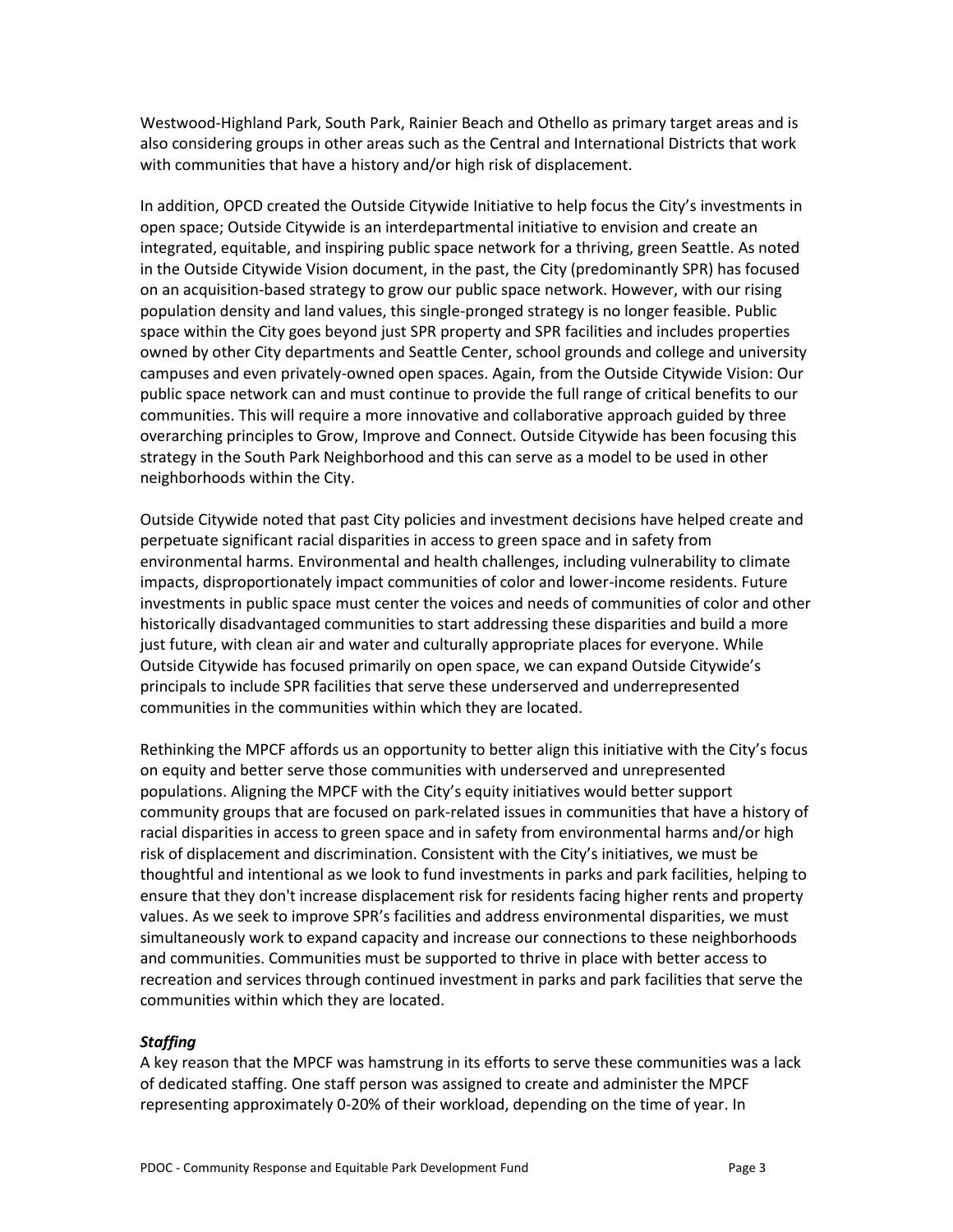Westwood-Highland Park, South Park, Rainier Beach and Othello as primary target areas and is also considering groups in other areas such as the Central and International Districts that work with communities that have a history and/or high risk of displacement.

In addition, OPCD created the Outside Citywide Initiative to help focus the City's investments in open space; Outside Citywide is an interdepartmental initiative to envision and create an integrated, equitable, and inspiring public space network for a thriving, green Seattle. As noted in the Outside Citywide Vision document, in the past, the City (predominantly SPR) has focused on an acquisition-based strategy to grow our public space network. However, with our rising population density and land values, this single-pronged strategy is no longer feasible. Public space within the City goes beyond just SPR property and SPR facilities and includes properties owned by other City departments and Seattle Center, school grounds and college and university campuses and even privately-owned open spaces. Again, from the Outside Citywide Vision: Our public space network can and must continue to provide the full range of critical benefits to our communities. This will require a more innovative and collaborative approach guided by three overarching principles to Grow, Improve and Connect. Outside Citywide has been focusing this strategy in the South Park Neighborhood and this can serve as a model to be used in other neighborhoods within the City.

Outside Citywide noted that past City policies and investment decisions have helped create and perpetuate significant racial disparities in access to green space and in safety from environmental harms. Environmental and health challenges, including vulnerability to climate impacts, disproportionately impact communities of color and lower-income residents. Future investments in public space must center the voices and needs of communities of color and other historically disadvantaged communities to start addressing these disparities and build a more just future, with clean air and water and culturally appropriate places for everyone. While Outside Citywide has focused primarily on open space, we can expand Outside Citywide's principals to include SPR facilities that serve these underserved and underrepresented communities in the communities within which they are located.

Rethinking the MPCF affords us an opportunity to better align this initiative with the City's focus on equity and better serve those communities with underserved and unrepresented populations. Aligning the MPCF with the City's equity initiatives would better support community groups that are focused on park-related issues in communities that have a history of racial disparities in access to green space and in safety from environmental harms and/or high risk of displacement and discrimination. Consistent with the City's initiatives, we must be thoughtful and intentional as we look to fund investments in parks and park facilities, helping to ensure that they don't increase displacement risk for residents facing higher rents and property values. As we seek to improve SPR's facilities and address environmental disparities, we must simultaneously work to expand capacity and increase our connections to these neighborhoods and communities. Communities must be supported to thrive in place with better access to recreation and services through continued investment in parks and park facilities that serve the communities within which they are located.

***Staffing***

A key reason that the MPCF was hamstrung in its efforts to serve these communities was a lack of dedicated staffing. One staff person was assigned to create and administer the MPCF representing approximately 0-20% of their workload, depending on the time of year. In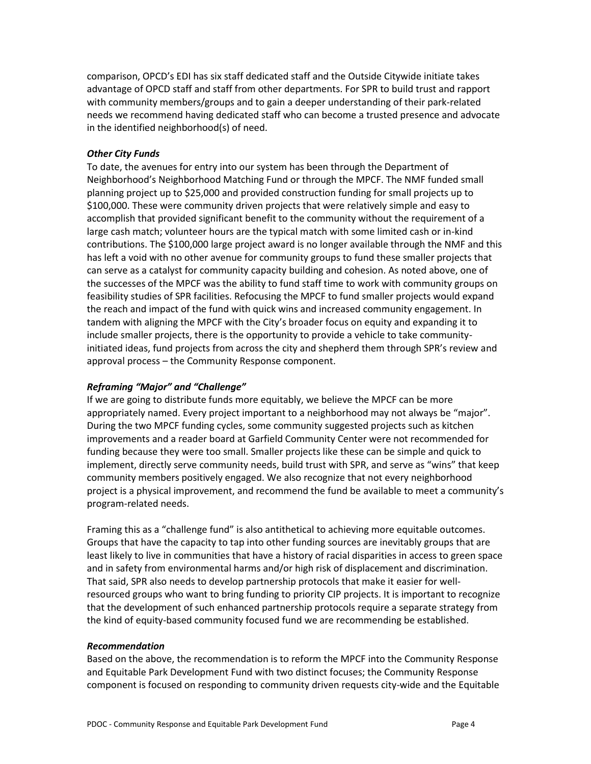comparison, OPCD's EDI has six staff dedicated staff and the Outside Citywide initiate takes advantage of OPCD staff and staff from other departments. For SPR to build trust and rapport with community members/groups and to gain a deeper understanding of their park-related needs we recommend having dedicated staff who can become a trusted presence and advocate in the identified neighborhood(s) of need.

***Other City Funds***

To date, the avenues for entry into our system has been through the Department of Neighborhood's Neighborhood Matching Fund or through the MPCF. The NMF funded small planning project up to $25,000 and provided construction funding for small projects up to $100,000. These were community driven projects that were relatively simple and easy to accomplish that provided significant benefit to the community without the requirement of a large cash match; volunteer hours are the typical match with some limited cash or in-kind contributions. The $100,000 large project award is no longer available through the NMF and this has left a void with no other avenue for community groups to fund these smaller projects that can serve as a catalyst for community capacity building and cohesion. As noted above, one of the successes of the MPCF was the ability to fund staff time to work with community groups on feasibility studies of SPR facilities. Refocusing the MPCF to fund smaller projects would expand the reach and impact of the fund with quick wins and increased community engagement. In tandem with aligning the MPCF with the City's broader focus on equity and expanding it to include smaller projects, there is the opportunity to provide a vehicle to take community-initiated ideas, fund projects from across the city and shepherd them through SPR's review and approval process – the Community Response component.

***Reframing "Major" and "Challenge"***

If we are going to distribute funds more equitably, we believe the MPCF can be more appropriately named. Every project important to a neighborhood may not always be "major". During the two MPCF funding cycles, some community suggested projects such as kitchen improvements and a reader board at Garfield Community Center were not recommended for funding because they were too small. Smaller projects like these can be simple and quick to implement, directly serve community needs, build trust with SPR, and serve as "wins" that keep community members positively engaged. We also recognize that not every neighborhood project is a physical improvement, and recommend the fund be available to meet a community's program-related needs.

Framing this as a "challenge fund" is also antithetical to achieving more equitable outcomes. Groups that have the capacity to tap into other funding sources are inevitably groups that are least likely to live in communities that have a history of racial disparities in access to green space and in safety from environmental harms and/or high risk of displacement and discrimination. That said, SPR also needs to develop partnership protocols that make it easier for well-resourced groups who want to bring funding to priority CIP projects. It is important to recognize that the development of such enhanced partnership protocols require a separate strategy from the kind of equity-based community focused fund we are recommending be established.

***Recommendation***

Based on the above, the recommendation is to reform the MPCF into the Community Response and Equitable Park Development Fund with two distinct focuses; the Community Response component is focused on responding to community driven requests city-wide and the Equitable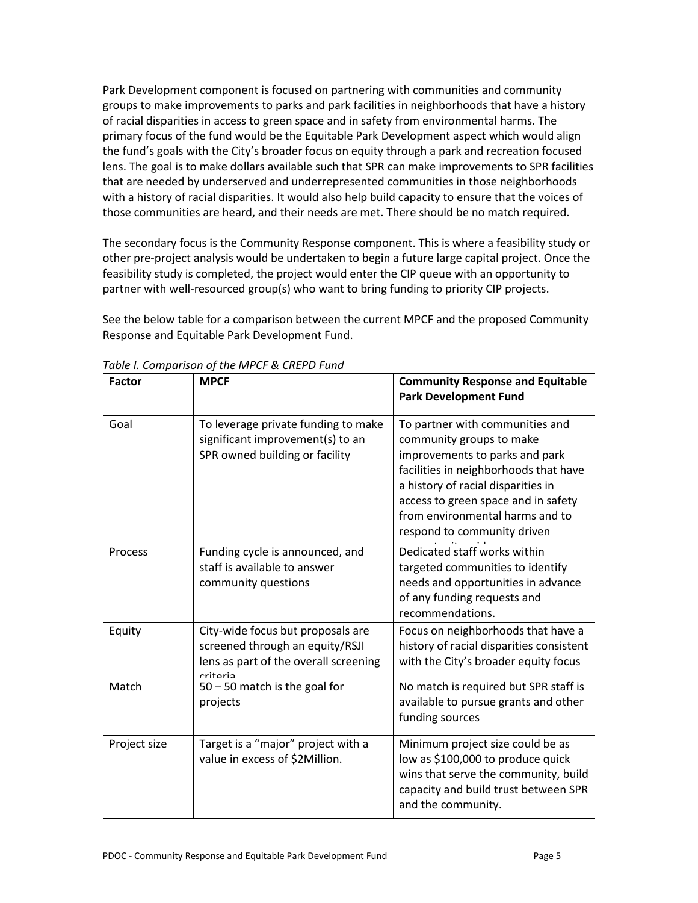Park Development component is focused on partnering with communities and community groups to make improvements to parks and park facilities in neighborhoods that have a history of racial disparities in access to green space and in safety from environmental harms. The primary focus of the fund would be the Equitable Park Development aspect which would align the fund's goals with the City's broader focus on equity through a park and recreation focused lens. The goal is to make dollars available such that SPR can make improvements to SPR facilities that are needed by underserved and underrepresented communities in those neighborhoods with a history of racial disparities. It would also help build capacity to ensure that the voices of those communities are heard, and their needs are met. There should be no match required.

The secondary focus is the Community Response component. This is where a feasibility study or other pre-project analysis would be undertaken to begin a future large capital project. Once the feasibility study is completed, the project would enter the CIP queue with an opportunity to partner with well-resourced group(s) who want to bring funding to priority CIP projects.

See the below table for a comparison between the current MPCF and the proposed Community Response and Equitable Park Development Fund.

*Table I. Comparison of the MPCF & CREPD Fund*

| Factor | MPCF | Community Response and Equitable Park Development Fund |
|---|---|---|
| Goal | To leverage private funding to make significant improvement(s) to an SPR owned building or facility | To partner with communities and community groups to make improvements to parks and park facilities in neighborhoods that have a history of racial disparities in access to green space and in safety from environmental harms and to respond to community driven opportunities |
| Process | Funding cycle is announced, and staff is available to answer community questions | Dedicated staff works within targeted communities to identify needs and opportunities in advance of any funding requests and recommendations. |
| Equity | City-wide focus but proposals are screened through an equity/RSJI lens as part of the overall screening criteria | Focus on neighborhoods that have a history of racial disparities consistent with the City's broader equity focus |
| Match | 50 – 50 match is the goal for projects | No match is required but SPR staff is available to pursue grants and other funding sources |
| Project size | Target is a "major" project with a value in excess of $2Million. | Minimum project size could be as low as $100,000 to produce quick wins that serve the community, build capacity and build trust between SPR and the community. |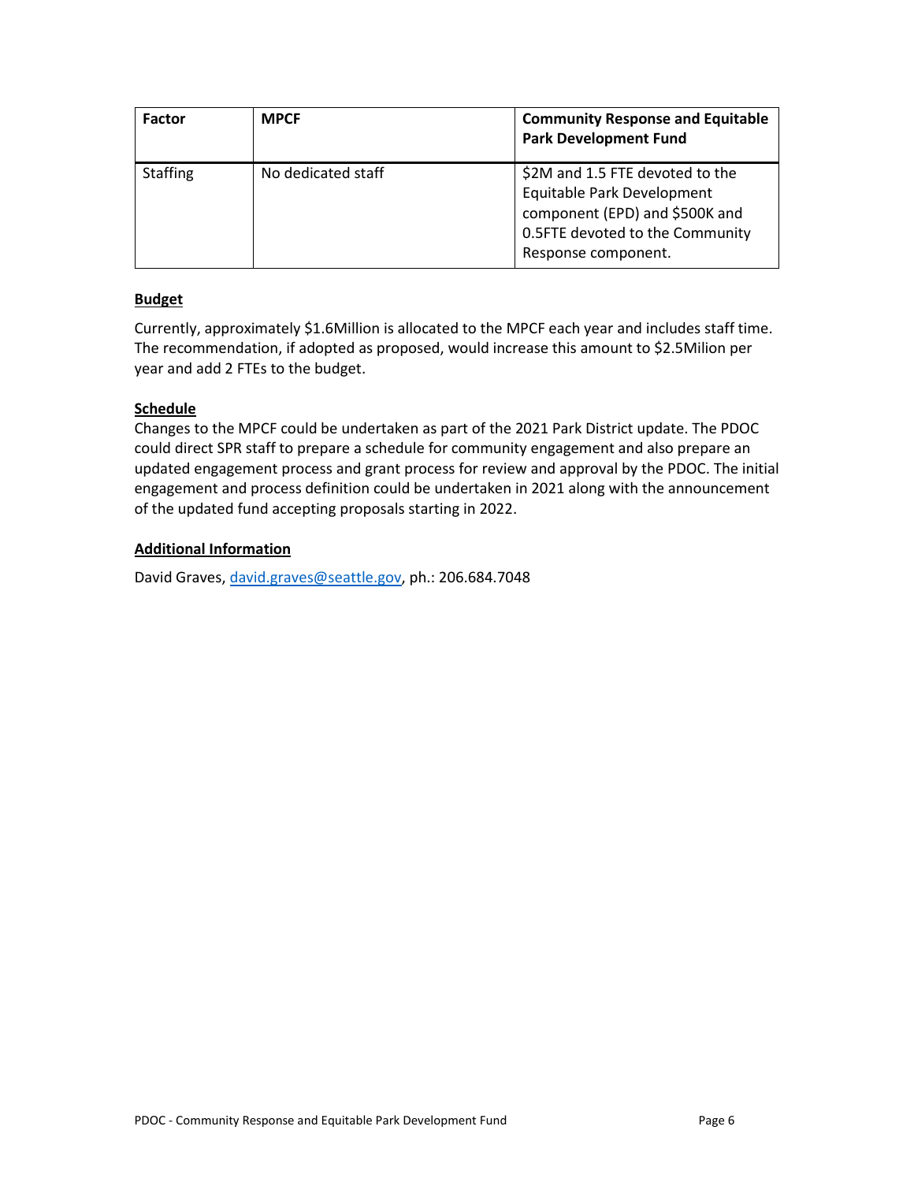| Factor | MPCF | Community Response and Equitable Park Development Fund |
|---|---|---|
| Staffing | No dedicated staff | $2M and 1.5 FTE devoted to the Equitable Park Development component (EPD) and $500K and 0.5FTE devoted to the Community Response component. |

**Budget**

Currently, approximately $1.6Million is allocated to the MPCF each year and includes staff time. The recommendation, if adopted as proposed, would increase this amount to $2.5Milion per year and add 2 FTEs to the budget.

**Schedule**

Changes to the MPCF could be undertaken as part of the 2021 Park District update. The PDOC could direct SPR staff to prepare a schedule for community engagement and also prepare an updated engagement process and grant process for review and approval by the PDOC. The initial engagement and process definition could be undertaken in 2021 along with the announcement of the updated fund accepting proposals starting in 2022.

**Additional Information**

David Graves, david.graves@seattle.gov, ph.: 206.684.7048